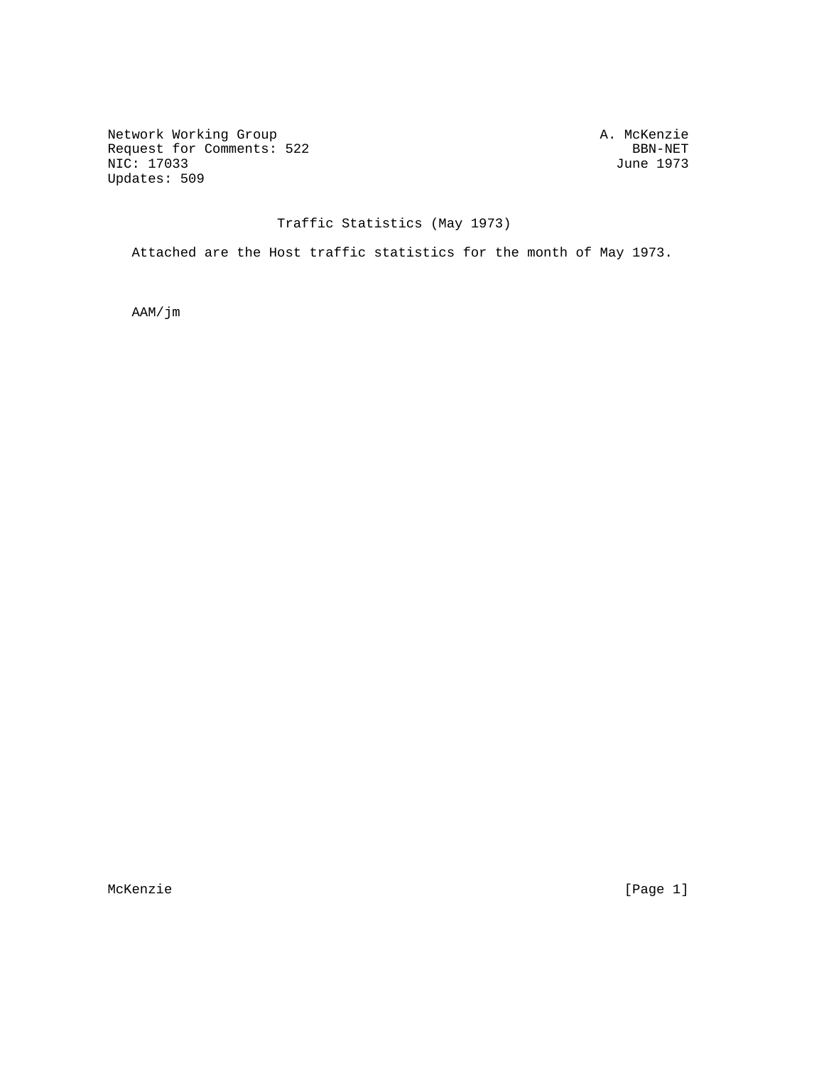Network Working Group A. McKenzie
Request for Comments: 522 BBN-NET
NIC: 17033 June 1973
Updates: 509

# Traffic Statistics (May 1973)

Attached are the Host traffic statistics for the month of May 1973.

AAM/jm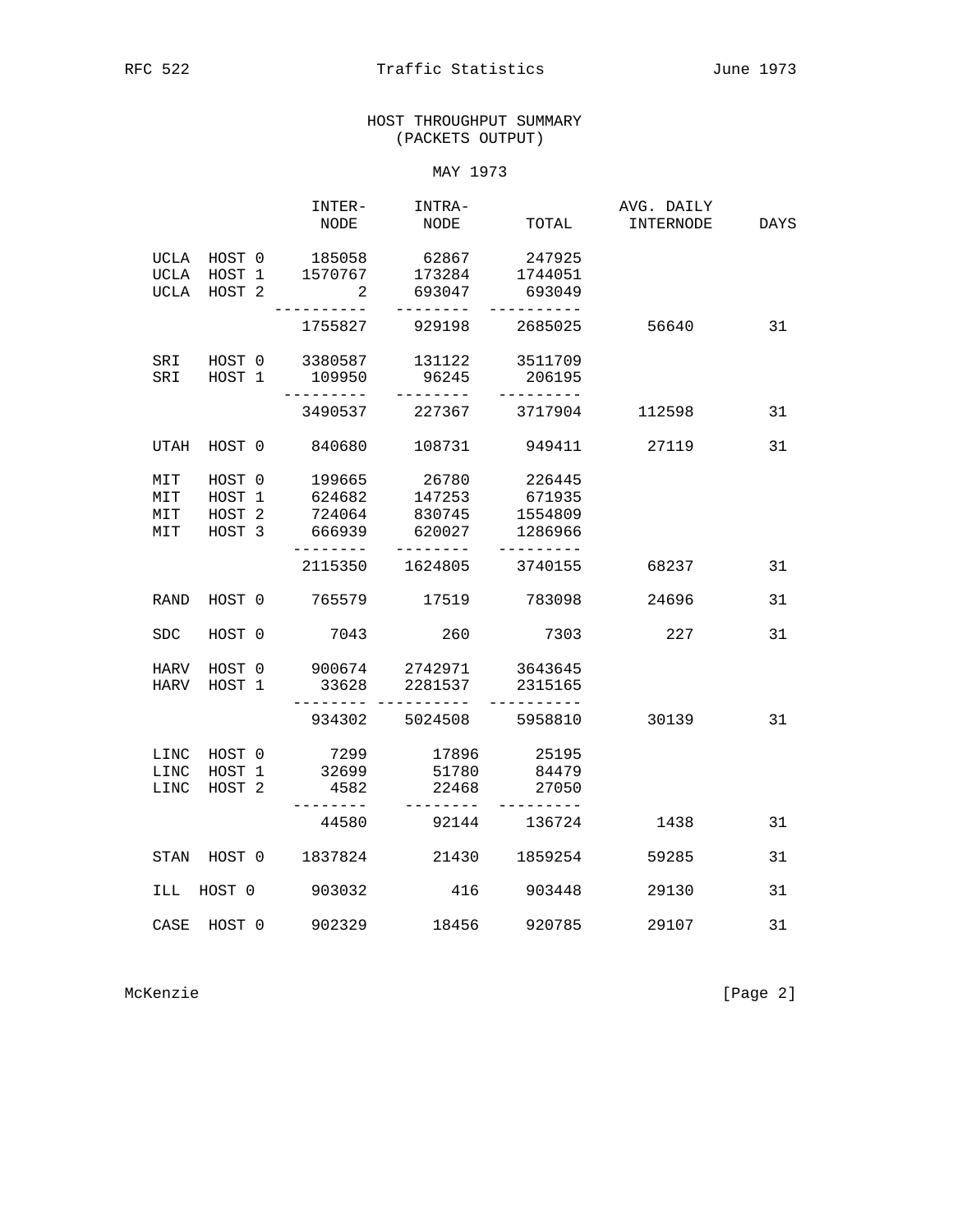## HOST THROUGHPUT SUMMARY
## (PACKETS OUTPUT)

### MAY 1973

| | | INTER-NODE | INTRA-NODE | TOTAL | AVG. DAILY INTERNODE | DAYS |
|---|---|---|---|---|---|---|
| UCLA | HOST 0 | 185058 | 62867 | 247925 | | |
| UCLA | HOST 1 | 1570767 | 173284 | 1744051 | | |
| UCLA | HOST 2 | 2 | 693047 | 693049 | | |
| | | 1755827 | 929198 | 2685025 | 56640 | 31 |
| SRI | HOST 0 | 3380587 | 131122 | 3511709 | | |
| SRI | HOST 1 | 109950 | 96245 | 206195 | | |
| | | 3490537 | 227367 | 3717904 | 112598 | 31 |
| UTAH | HOST 0 | 840680 | 108731 | 949411 | 27119 | 31 |
| MIT | HOST 0 | 199665 | 26780 | 226445 | | |
| MIT | HOST 1 | 624682 | 147253 | 671935 | | |
| MIT | HOST 2 | 724064 | 830745 | 1554809 | | |
| MIT | HOST 3 | 666939 | 620027 | 1286966 | | |
| | | 2115350 | 1624805 | 3740155 | 68237 | 31 |
| RAND | HOST 0 | 765579 | 17519 | 783098 | 24696 | 31 |
| SDC | HOST 0 | 7043 | 260 | 7303 | 227 | 31 |
| HARV | HOST 0 | 900674 | 2742971 | 3643645 | | |
| HARV | HOST 1 | 33628 | 2281537 | 2315165 | | |
| | | 934302 | 5024508 | 5958810 | 30139 | 31 |
| LINC | HOST 0 | 7299 | 17896 | 25195 | | |
| LINC | HOST 1 | 32699 | 51780 | 84479 | | |
| LINC | HOST 2 | 4582 | 22468 | 27050 | | |
| | | 44580 | 92144 | 136724 | 1438 | 31 |
| STAN | HOST 0 | 1837824 | 21430 | 1859254 | 59285 | 31 |
| ILL | HOST 0 | 903032 | 416 | 903448 | 29130 | 31 |
| CASE | HOST 0 | 902329 | 18456 | 920785 | 29107 | 31 |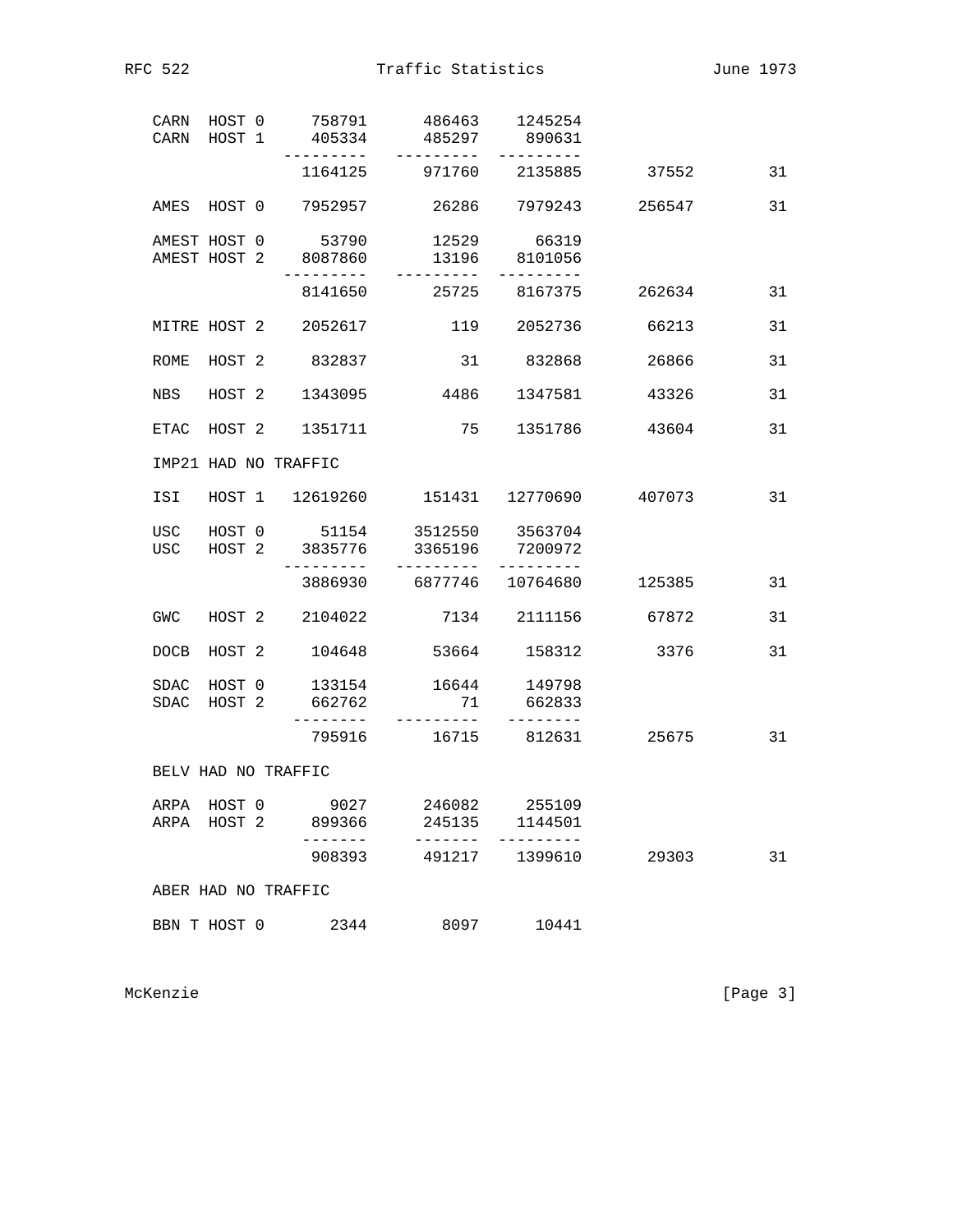```
   CARN  HOST 0    758791     486463   1245254
   CARN  HOST 1    405334     485297    890631
                 ---------  ---------  ---------
                  1164125     971760   2135885       37552        31

   AMES  HOST 0   7952957      26286   7979243      256547        31

   AMEST HOST 0     53790      12529     66319
   AMEST HOST 2   8087860      13196   8101056
                 ---------  ---------  ---------
                  8141650      25725   8167375      262634        31

   MITRE HOST 2   2052617        119   2052736       66213        31

   ROME  HOST 2    832837         31    832868       26866        31

   NBS   HOST 2   1343095       4486   1347581       43326        31

   ETAC  HOST 2   1351711         75   1351786       43604        31

   IMP21 HAD NO TRAFFIC

   ISI   HOST 1  12619260     151431  12770690      407073        31

   USC   HOST 0     51154    3512550   3563704
   USC   HOST 2   3835776    3365196   7200972
                 ---------  ---------  ---------
                  3886930    6877746  10764680      125385        31

   GWC   HOST 2   2104022       7134   2111156       67872        31

   DOCB  HOST 2    104648      53664    158312        3376        31

   SDAC  HOST 0    133154      16644    149798
   SDAC  HOST 2    662762         71    662833
                  --------  ---------  --------
                   795916      16715    812631       25675        31

   BELV HAD NO TRAFFIC

   ARPA  HOST 0      9027     246082    255109
   ARPA  HOST 2    899366     245135   1144501
                  -------    -------  ---------
                   908393     491217   1399610       29303        31

   ABER HAD NO TRAFFIC

   BBN T HOST 0      2344       8097     10441
```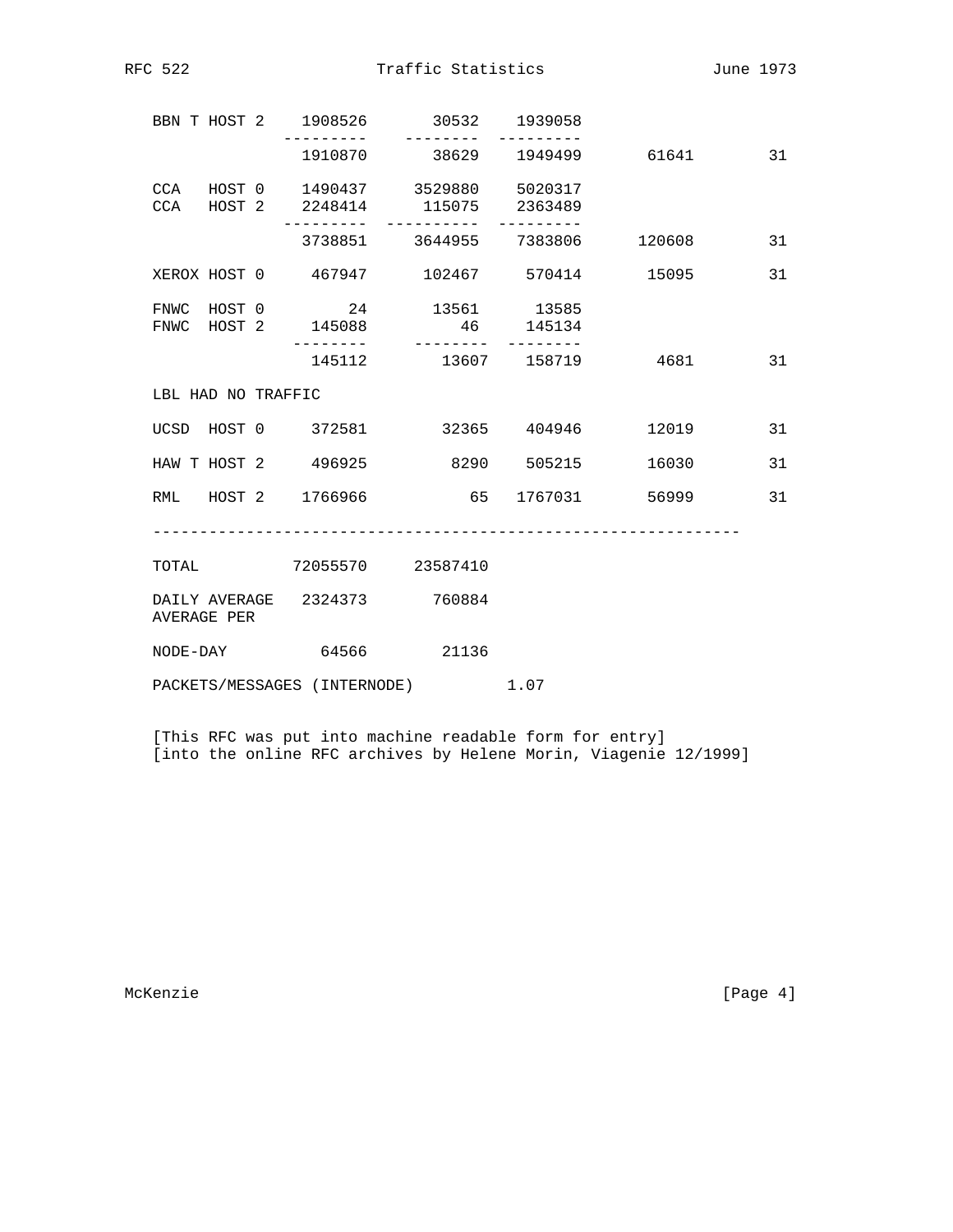```
   BBN T HOST 2    1908526      30532  1939058
                 ---------   --------  ---------
                   1910870      38629  1949499       61641        31

   CCA   HOST 0    1490437    3529880  5020317
   CCA   HOST 2    2248414     115075  2363489
                 ---------  ---------- ---------
                   3738851    3644955  7383806      120608        31

   XEROX HOST 0     467947     102467   570414       15095        31

   FNWC  HOST 0         24      13561    13585
   FNWC  HOST 2     145088         46   145134
                  --------   --------  --------
                    145112      13607   158719        4681        31

   LBL HAD NO TRAFFIC

   UCSD  HOST 0     372581      32365   404946       12019        31

   HAW T HOST 2     496925       8290   505215       16030        31

   RML   HOST 2    1766966         65  1767031       56999        31

   -----------------------------------------------------------------

   TOTAL          72055570   23587410

   DAILY AVERAGE   2324373     760884
   AVERAGE PER

   NODE-DAY          64566      21136

   PACKETS/MESSAGES (INTERNODE)          1.07
```

[This RFC was put into machine readable form for entry]
[into the online RFC archives by Helene Morin, Viagenie 12/1999]